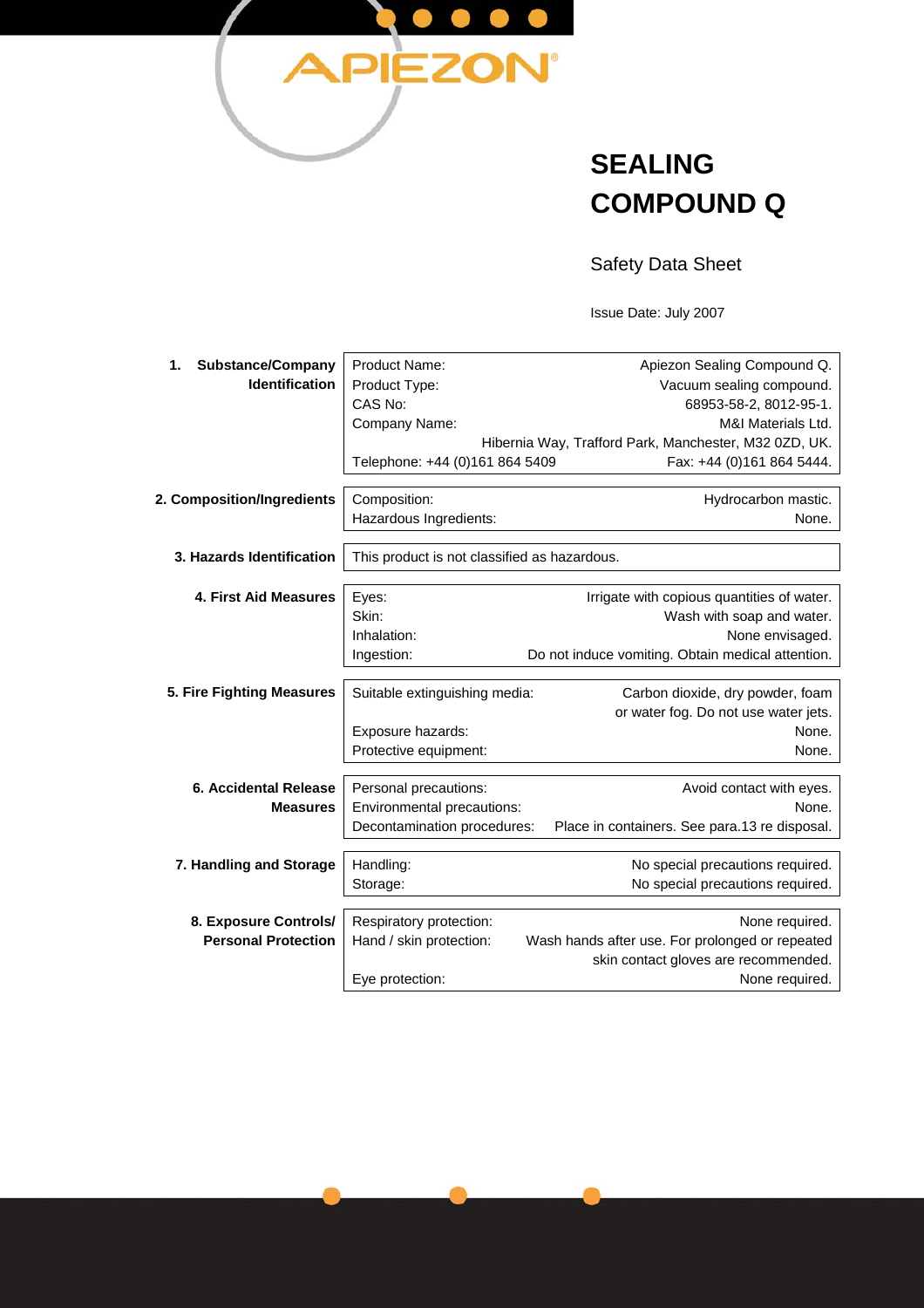APIEZON®

# SEALING COMPOUND Q

Safety Data Sheet

Issue Date: July 2007

## 1. Substance/Company Identification

| | |
|---|---|
| Product Name: | Apiezon Sealing Compound Q. |
| Product Type: | Vacuum sealing compound. |
| CAS No: | 68953-58-2, 8012-95-1. |
| Company Name: | M&I Materials Ltd. |
| | Hibernia Way, Trafford Park, Manchester, M32 0ZD, UK. |
| Telephone: +44 (0)161 864 5409 | Fax: +44 (0)161 864 5444. |

## 2. Composition/Ingredients

| | |
|---|---|
| Composition: | Hydrocarbon mastic. |
| Hazardous Ingredients: | None. |

## 3. Hazards Identification

This product is not classified as hazardous.

## 4. First Aid Measures

| | |
|---|---|
| Eyes: | Irrigate with copious quantities of water. |
| Skin: | Wash with soap and water. |
| Inhalation: | None envisaged. |
| Ingestion: | Do not induce vomiting. Obtain medical attention. |

## 5. Fire Fighting Measures

| | |
|---|---|
| Suitable extinguishing media: | Carbon dioxide, dry powder, foam or water fog. Do not use water jets. |
| Exposure hazards: | None. |
| Protective equipment: | None. |

## 6. Accidental Release Measures

| | |
|---|---|
| Personal precautions: | Avoid contact with eyes. |
| Environmental precautions: | None. |
| Decontamination procedures: | Place in containers. See para.13 re disposal. |

## 7. Handling and Storage

| | |
|---|---|
| Handling: | No special precautions required. |
| Storage: | No special precautions required. |

## 8. Exposure Controls/ Personal Protection

| | |
|---|---|
| Respiratory protection: | None required. |
| Hand / skin protection: | Wash hands after use. For prolonged or repeated skin contact gloves are recommended. |
| Eye protection: | None required. |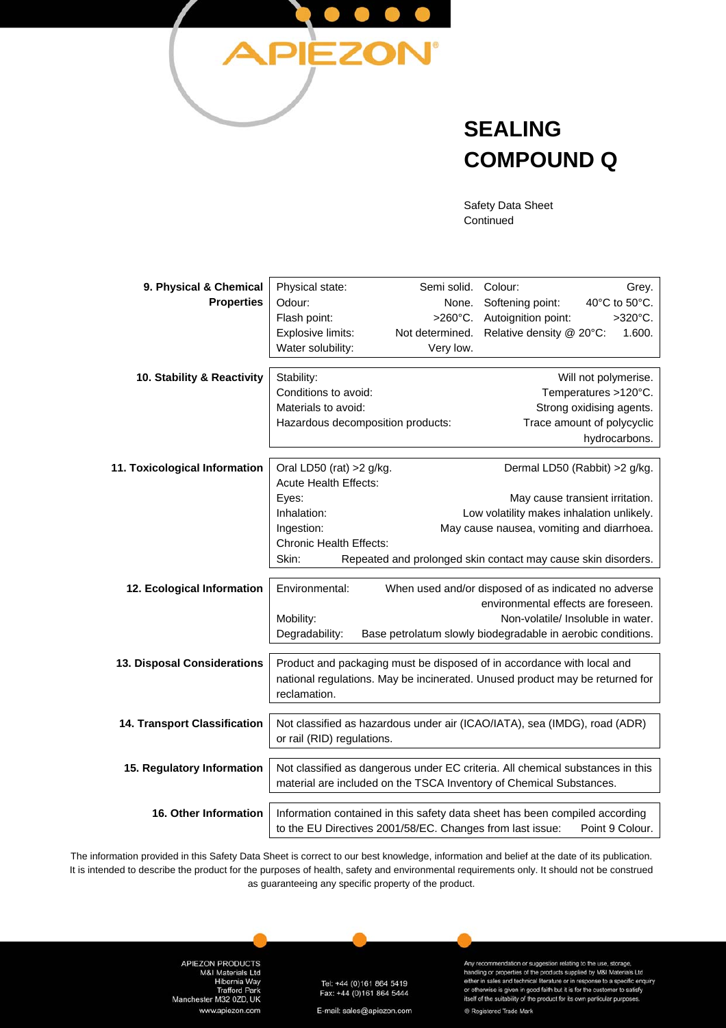# SEALING COMPOUND Q

Safety Data Sheet
Continued

## 9. Physical & Chemical Properties

| | | | |
|---|---|---|---|
| Physical state: | Semi solid. | Colour: | Grey. |
| Odour: | None. | Softening point: | 40°C to 50°C. |
| Flash point: | >260°C. | Autoignition point: | >320°C. |
| Explosive limits: | Not determined. | Relative density @ 20°C: | 1.600. |
| Water solubility: | Very low. | | |

## 10. Stability & Reactivity

| | |
|---|---|
| Stability: | Will not polymerise. |
| Conditions to avoid: | Temperatures >120°C. |
| Materials to avoid: | Strong oxidising agents. |
| Hazardous decomposition products: | Trace amount of polycyclic hydrocarbons. |

## 11. Toxicological Information

Oral LD50 (rat) >2 g/kg. Dermal LD50 (Rabbit) >2 g/kg.

Acute Health Effects:

| | |
|---|---|
| Eyes: | May cause transient irritation. |
| Inhalation: | Low volatility makes inhalation unlikely. |
| Ingestion: | May cause nausea, vomiting and diarrhoea. |

Chronic Health Effects:

| | |
|---|---|
| Skin: | Repeated and prolonged skin contact may cause skin disorders. |

## 12. Ecological Information

| | |
|---|---|
| Environmental: | When used and/or disposed of as indicated no adverse environmental effects are foreseen. |
| Mobility: | Non-volatile/ Insoluble in water. |
| Degradability: | Base petrolatum slowly biodegradable in aerobic conditions. |

## 13. Disposal Considerations

Product and packaging must be disposed of in accordance with local and national regulations. May be incinerated. Unused product may be returned for reclamation.

## 14. Transport Classification

Not classified as hazardous under air (ICAO/IATA), sea (IMDG), road (ADR) or rail (RID) regulations.

## 15. Regulatory Information

Not classified as dangerous under EC criteria. All chemical substances in this material are included on the TSCA Inventory of Chemical Substances.

## 16. Other Information

Information contained in this safety data sheet has been compiled according to the EU Directives 2001/58/EC. Changes from last issue: Point 9 Colour.

The information provided in this Safety Data Sheet is correct to our best knowledge, information and belief at the date of its publication. It is intended to describe the product for the purposes of health, safety and environmental requirements only. It should not be construed as guaranteeing any specific property of the product.

APIEZON PRODUCTS
M&I Materials Ltd
Hibernia Way
Trafford Park
Manchester M32 0ZD, UK
www.apiezon.com

Tel: +44 (0)161 864 5419
Fax: +44 (0)161 864 5444
E-mail: sales@apiezon.com

Any recommendation or suggestion relating to the use, storage, handling or properties of the products supplied by M&I Materials Ltd either in sales and technical literature or in response to a specific enquiry or otherwise is given in good faith but it is for the customer to satisfy itself of the suitability of the product for its own particular purposes.

® Registered Trade Mark